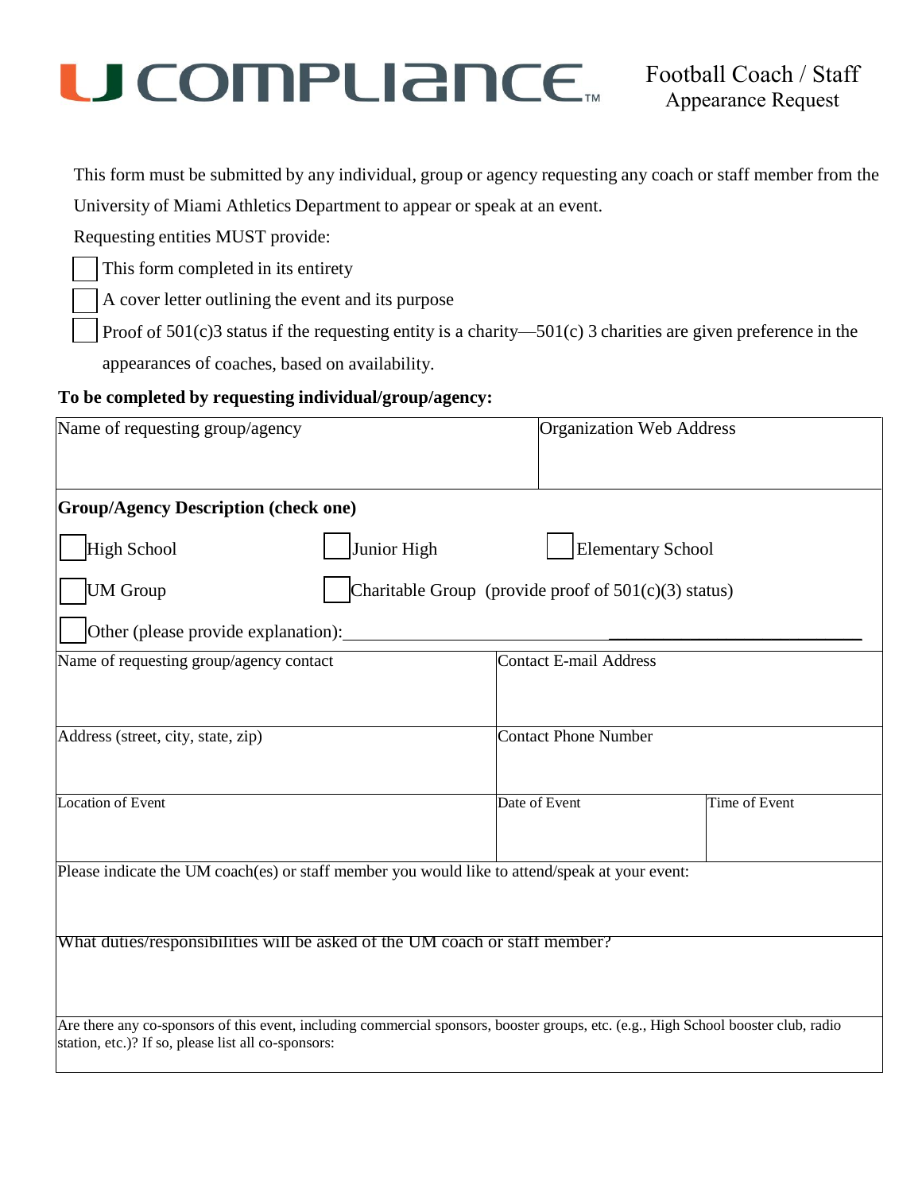# U COMPLIANCE™

## Football Coach / Staff Appearance Request

This form must be submitted by any individual, group or agency requesting any coach or staff member from the University of Miami Athletics Department to appear or speak at an event.

Requesting entities MUST provide:

- ☐ This form completed in its entirety
- ☐ A cover letter outlining the event and its purpose
- ☐ Proof of 501(c)3 status if the requesting entity is a charity—501(c) 3 charities are given preference in the appearances of coaches, based on availability.

**To be completed by requesting individual/group/agency:**

| Name of requesting group/agency | Organization Web Address |
|---|---|
| | |

**Group/Agency Description (check one)**

- ☐ High School ☐ Junior High ☐ Elementary School
- ☐ UM Group ☐ Charitable Group (provide proof of 501(c)(3) status)
- ☐ Other (please provide explanation): ______________________________

| Name of requesting group/agency contact | Contact E-mail Address | |
|---|---|---|
| | | |
| Address (street, city, state, zip) | Contact Phone Number | |
| | | |
| Location of Event | Date of Event | Time of Event |
| | | |

Please indicate the UM coach(es) or staff member you would like to attend/speak at your event:

What duties/responsibilities will be asked of the UM coach or staff member?

Are there any co-sponsors of this event, including commercial sponsors, booster groups, etc. (e.g., High School booster club, radio station, etc.)? If so, please list all co-sponsors: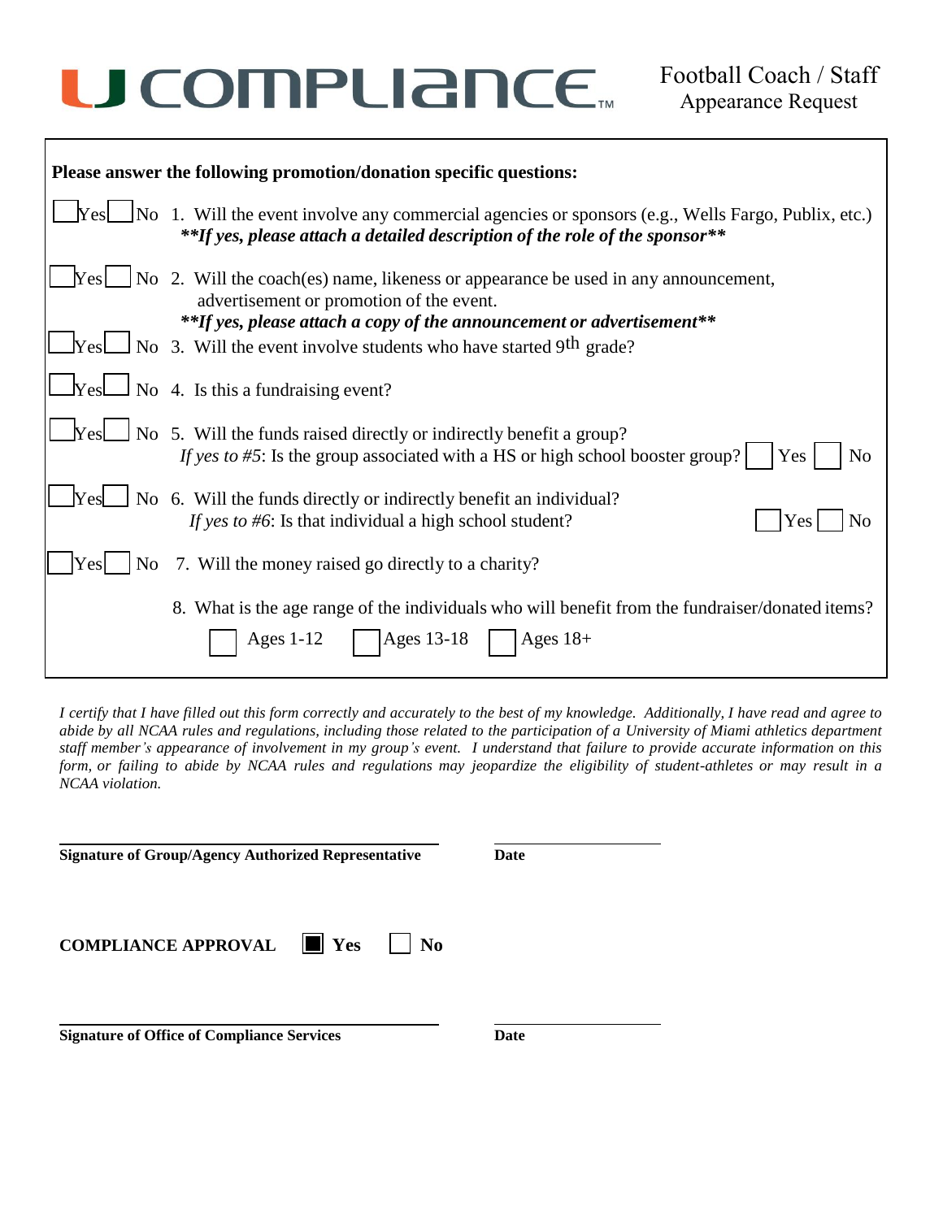# U COMPLIANCE

Football Coach / Staff
Appearance Request

**Please answer the following promotion/donation specific questions:**

☐ Yes ☐ No 1. Will the event involve any commercial agencies or sponsors (e.g., Wells Fargo, Publix, etc.)
***\*\*If yes, please attach a detailed description of the role of the sponsor\*\****

☐ Yes ☐ No 2. Will the coach(es) name, likeness or appearance be used in any announcement, advertisement or promotion of the event.
***\*\*If yes, please attach a copy of the announcement or advertisement\*\****

☐ Yes ☐ No 3. Will the event involve students who have started 9th grade?

☐ Yes ☐ No 4. Is this a fundraising event?

☐ Yes ☐ No 5. Will the funds raised directly or indirectly benefit a group?
*If yes to #5*: Is the group associated with a HS or high school booster group? ☐ Yes ☐ No

☐ Yes ☐ No 6. Will the funds directly or indirectly benefit an individual?
*If yes to #6*: Is that individual a high school student? ☐ Yes ☐ No

☐ Yes ☐ No 7. Will the money raised go directly to a charity?

8. What is the age range of the individuals who will benefit from the fundraiser/donated items?
☐ Ages 1-12 ☐ Ages 13-18 ☐ Ages 18+

*I certify that I have filled out this form correctly and accurately to the best of my knowledge. Additionally, I have read and agree to abide by all NCAA rules and regulations, including those related to the participation of a University of Miami athletics department staff member's appearance of involvement in my group's event. I understand that failure to provide accurate information on this form, or failing to abide by NCAA rules and regulations may jeopardize the eligibility of student-athletes or may result in a NCAA violation.*

______________________________ ______________
**Signature of Group/Agency Authorized Representative** **Date**

**COMPLIANCE APPROVAL** ☒ **Yes** ☐ **No**

______________________________ ______________
**Signature of Office of Compliance Services** **Date**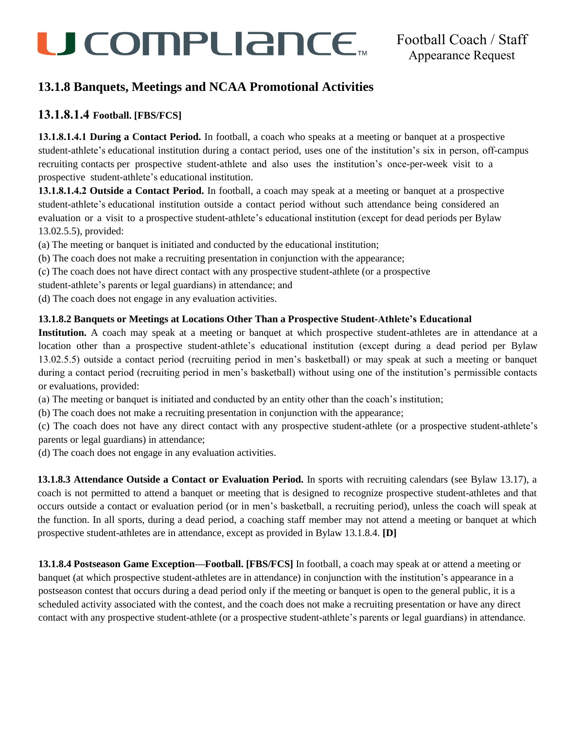# U COMPLIANCE

Football Coach / Staff Appearance Request

## 13.1.8 Banquets, Meetings and NCAA Promotional Activities

### 13.1.8.1.4 Football. [FBS/FCS]

**13.1.8.1.4.1 During a Contact Period.** In football, a coach who speaks at a meeting or banquet at a prospective student-athlete's educational institution during a contact period, uses one of the institution's six in person, off-campus recruiting contacts per prospective student-athlete and also uses the institution's once-per-week visit to a prospective student-athlete's educational institution.

**13.1.8.1.4.2 Outside a Contact Period.** In football, a coach may speak at a meeting or banquet at a prospective student-athlete's educational institution outside a contact period without such attendance being considered an evaluation or a visit to a prospective student-athlete's educational institution (except for dead periods per Bylaw 13.02.5.5), provided:

(a) The meeting or banquet is initiated and conducted by the educational institution;

(b) The coach does not make a recruiting presentation in conjunction with the appearance;

(c) The coach does not have direct contact with any prospective student-athlete (or a prospective student-athlete's parents or legal guardians) in attendance; and

(d) The coach does not engage in any evaluation activities.

**13.1.8.2 Banquets or Meetings at Locations Other Than a Prospective Student-Athlete's Educational Institution.** A coach may speak at a meeting or banquet at which prospective student-athletes are in attendance at a location other than a prospective student-athlete's educational institution (except during a dead period per Bylaw 13.02.5.5) outside a contact period (recruiting period in men's basketball) or may speak at such a meeting or banquet during a contact period (recruiting period in men's basketball) without using one of the institution's permissible contacts or evaluations, provided:

(a) The meeting or banquet is initiated and conducted by an entity other than the coach's institution;

(b) The coach does not make a recruiting presentation in conjunction with the appearance;

(c) The coach does not have any direct contact with any prospective student-athlete (or a prospective student-athlete's parents or legal guardians) in attendance;

(d) The coach does not engage in any evaluation activities.

**13.1.8.3 Attendance Outside a Contact or Evaluation Period.** In sports with recruiting calendars (see Bylaw 13.17), a coach is not permitted to attend a banquet or meeting that is designed to recognize prospective student-athletes and that occurs outside a contact or evaluation period (or in men's basketball, a recruiting period), unless the coach will speak at the function. In all sports, during a dead period, a coaching staff member may not attend a meeting or banquet at which prospective student-athletes are in attendance, except as provided in Bylaw 13.1.8.4. **[D]**

**13.1.8.4 Postseason Game Exception—Football. [FBS/FCS]** In football, a coach may speak at or attend a meeting or banquet (at which prospective student-athletes are in attendance) in conjunction with the institution's appearance in a postseason contest that occurs during a dead period only if the meeting or banquet is open to the general public, it is a scheduled activity associated with the contest, and the coach does not make a recruiting presentation or have any direct contact with any prospective student-athlete (or a prospective student-athlete's parents or legal guardians) in attendance.